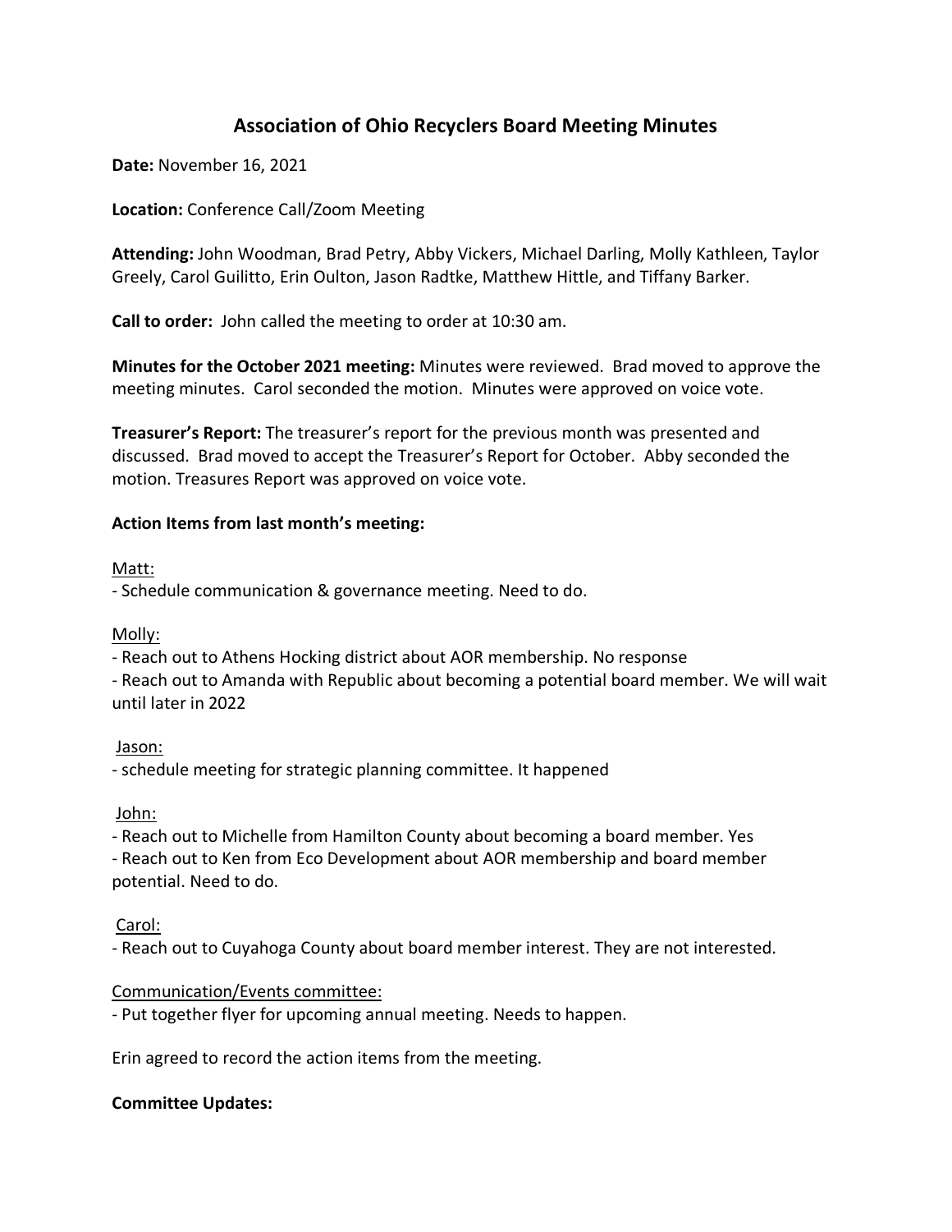# Association of Ohio Recyclers Board Meeting Minutes

**Date:** November 16, 2021

**Location:** Conference Call/Zoom Meeting

**Attending:** John Woodman, Brad Petry, Abby Vickers, Michael Darling, Molly Kathleen, Taylor Greely, Carol Guilitto, Erin Oulton, Jason Radtke, Matthew Hittle, and Tiffany Barker.

**Call to order:** John called the meeting to order at 10:30 am.

**Minutes for the October 2021 meeting:** Minutes were reviewed. Brad moved to approve the meeting minutes. Carol seconded the motion. Minutes were approved on voice vote.

**Treasurer's Report:** The treasurer's report for the previous month was presented and discussed. Brad moved to accept the Treasurer's Report for October. Abby seconded the motion. Treasures Report was approved on voice vote.

**Action Items from last month's meeting:**

<u>Matt:</u>

- Schedule communication & governance meeting. Need to do.

<u>Molly:</u>

- Reach out to Athens Hocking district about AOR membership. No response
- Reach out to Amanda with Republic about becoming a potential board member. We will wait until later in 2022

<u>Jason:</u>

- schedule meeting for strategic planning committee. It happened

<u>John:</u>

- Reach out to Michelle from Hamilton County about becoming a board member. Yes
- Reach out to Ken from Eco Development about AOR membership and board member potential. Need to do.

<u>Carol:</u>

- Reach out to Cuyahoga County about board member interest. They are not interested.

<u>Communication/Events committee:</u>

- Put together flyer for upcoming annual meeting. Needs to happen.

Erin agreed to record the action items from the meeting.

**Committee Updates:**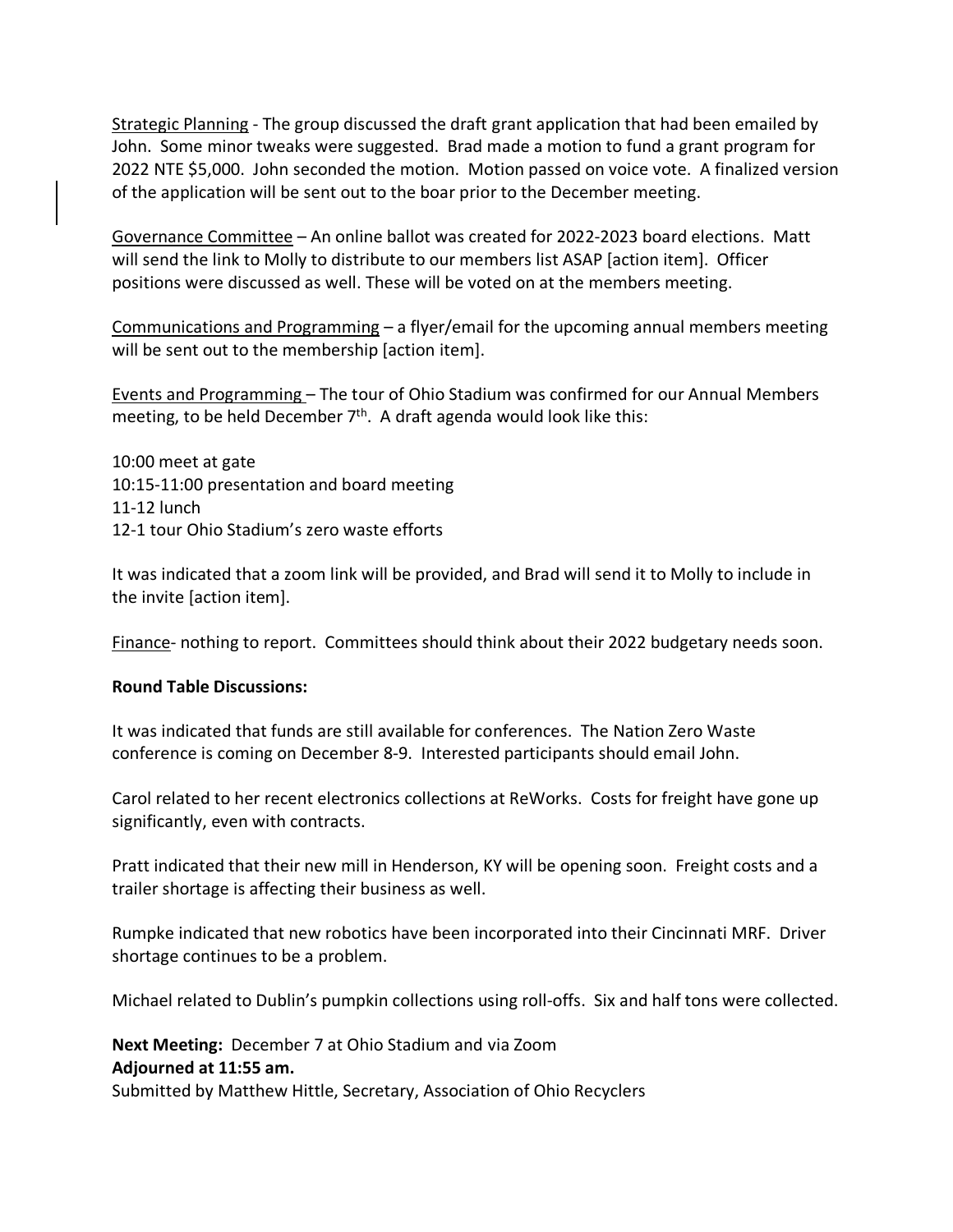Strategic Planning - The group discussed the draft grant application that had been emailed by John. Some minor tweaks were suggested. Brad made a motion to fund a grant program for 2022 NTE $5,000. John seconded the motion. Motion passed on voice vote. A finalized version of the application will be sent out to the boar prior to the December meeting.

Governance Committee – An online ballot was created for 2022-2023 board elections. Matt will send the link to Molly to distribute to our members list ASAP [action item]. Officer positions were discussed as well. These will be voted on at the members meeting.

Communications and Programming – a flyer/email for the upcoming annual members meeting will be sent out to the membership [action item].

Events and Programming – The tour of Ohio Stadium was confirmed for our Annual Members meeting, to be held December 7th. A draft agenda would look like this:

10:00 meet at gate
10:15-11:00 presentation and board meeting
11-12 lunch
12-1 tour Ohio Stadium's zero waste efforts

It was indicated that a zoom link will be provided, and Brad will send it to Molly to include in the invite [action item].

Finance- nothing to report. Committees should think about their 2022 budgetary needs soon.

**Round Table Discussions:**

It was indicated that funds are still available for conferences. The Nation Zero Waste conference is coming on December 8-9. Interested participants should email John.

Carol related to her recent electronics collections at ReWorks. Costs for freight have gone up significantly, even with contracts.

Pratt indicated that their new mill in Henderson, KY will be opening soon. Freight costs and a trailer shortage is affecting their business as well.

Rumpke indicated that new robotics have been incorporated into their Cincinnati MRF. Driver shortage continues to be a problem.

Michael related to Dublin's pumpkin collections using roll-offs. Six and half tons were collected.

**Next Meeting:** December 7 at Ohio Stadium and via Zoom
**Adjourned at 11:55 am.**
Submitted by Matthew Hittle, Secretary, Association of Ohio Recyclers